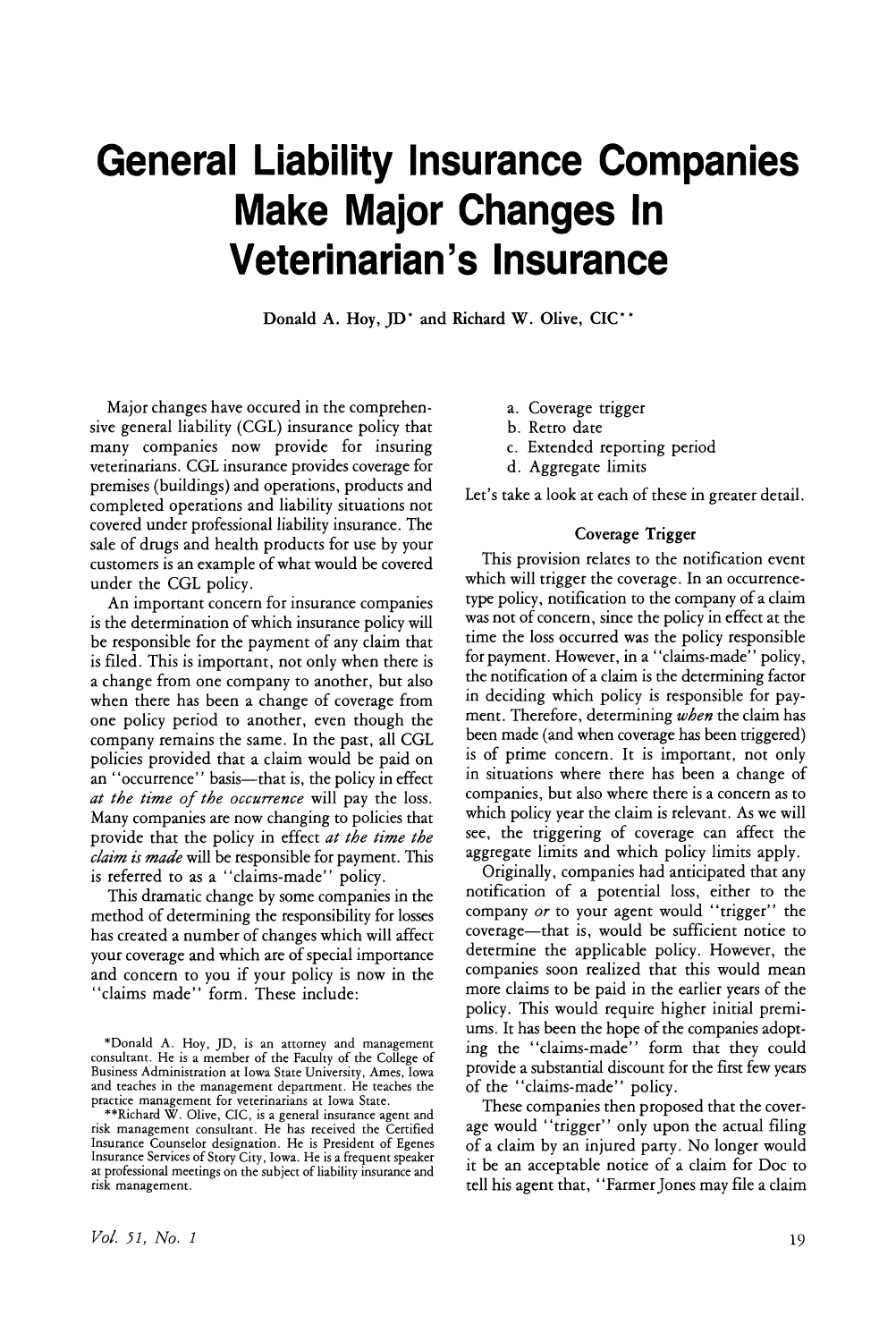# General Liability Insurance Companies Make Major Changes In Veterinarian's Insurance

Donald A. Hoy, JD* and Richard W. Olive, CIC**

Major changes have occured in the comprehensive general liability (CGL) insurance policy that many companies now provide for insuring veterinarians. CGL insurance provides coverage for premises (buildings) and operations, products and completed operations and liability situations not covered under professional liability insurance. The sale of drugs and health products for use by your customers is an example of what would be covered under the CGL policy.

An important concern for insurance companies is the determination of which insurance policy will be responsible for the payment of any claim that is filed. This is important, not only when there is a change from one company to another, but also when there has been a change of coverage from one policy period to another, even though the company remains the same. In the past, all CGL policies provided that a claim would be paid on an "occurrence" basis—that is, the policy in effect *at the time of the occurrence* will pay the loss. Many companies are now changing to policies that provide that the policy in effect *at the time the claim is made* will be responsible for payment. This is referred to as a "claims-made" policy.

This dramatic change by some companies in the method of determining the responsibility for losses has created a number of changes which will affect your coverage and which are of special importance and concern to you if your policy is now in the "claims made" form. These include:

a. Coverage trigger
b. Retro date
c. Extended reporting period
d. Aggregate limits

Let's take a look at each of these in greater detail.

### Coverage Trigger

This provision relates to the notification event which will trigger the coverage. In an occurrence-type policy, notification to the company of a claim was not of concern, since the policy in effect at the time the loss occurred was the policy responsible for payment. However, in a "claims-made" policy, the notification of a claim is the determining factor in deciding which policy is responsible for payment. Therefore, determining *when* the claim has been made (and when coverage has been triggered) is of prime concern. It is important, not only in situations where there has been a change of companies, but also where there is a concern as to which policy year the claim is relevant. As we will see, the triggering of coverage can affect the aggregate limits and which policy limits apply.

Originally, companies had anticipated that any notification of a potential loss, either to the company *or* to your agent would "trigger" the coverage—that is, would be sufficient notice to determine the applicable policy. However, the companies soon realized that this would mean more claims to be paid in the earlier years of the policy. This would require higher initial premiums. It has been the hope of the companies adopting the "claims-made" form that they could provide a substantial discount for the first few years of the "claims-made" policy.

These companies then proposed that the coverage would "trigger" only upon the actual filing of a claim by an injured party. No longer would it be an acceptable notice of a claim for Doc to tell his agent that, "Farmer Jones may file a claim

*Donald A. Hoy, JD, is an attorney and management consultant. He is a member of the Faculty of the College of Business Administration at Iowa State University, Ames, Iowa and teaches in the management department. He teaches the practice management for veterinarians at Iowa State.

**Richard W. Olive, CIC, is a general insurance agent and risk management consultant. He has received the Certified Insurance Counselor designation. He is President of Egenes Insurance Services of Story City, Iowa. He is a frequent speaker at professional meetings on the subject of liability insurance and risk management.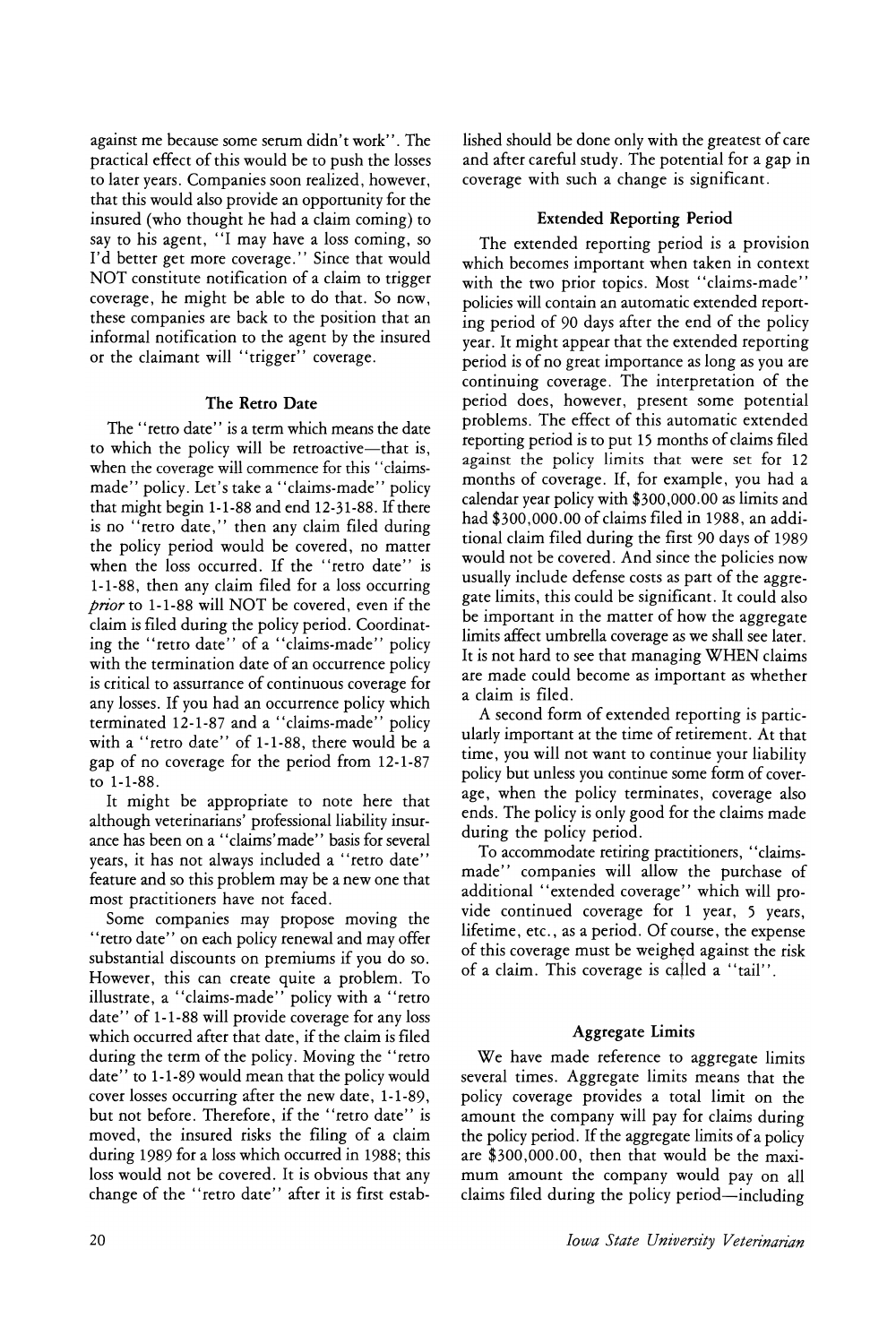against me because some serum didn't work". The practical effect of this would be to push the losses to later years. Companies soon realized, however, that this would also provide an opportunity for the insured (who thought he had a claim coming) to say to his agent, "I may have a loss coming, so I'd better get more coverage." Since that would NOT constitute notification of a claim to trigger coverage, he might be able to do that. So now, these companies are back to the position that an informal notification to the agent by the insured or the claimant will "trigger" coverage.

### The Retro Date

The "retro date" is a term which means the date to which the policy will be retroactive—that is, when the coverage will commence for this "claims-made" policy. Let's take a "claims-made" policy that might begin 1-1-88 and end 12-31-88. If there is no "retro date," then any claim filed during the policy period would be covered, no matter when the loss occurred. If the "retro date" is 1-1-88, then any claim filed for a loss occurring *prior* to 1-1-88 will NOT be covered, even if the claim is filed during the policy period. Coordinating the "retro date" of a "claims-made" policy with the termination date of an occurrence policy is critical to assurance of continuous coverage for any losses. If you had an occurrence policy which terminated 12-1-87 and a "claims-made" policy with a "retro date" of 1-1-88, there would be a gap of no coverage for the period from 12-1-87 to 1-1-88.

It might be appropriate to note here that although veterinarians' professional liability insurance has been on a "claims'made" basis for several years, it has not always included a "retro date" feature and so this problem may be a new one that most practitioners have not faced.

Some companies may propose moving the "retro date" on each policy renewal and may offer substantial discounts on premiums if you do so. However, this can create quite a problem. To illustrate, a "claims-made" policy with a "retro date" of 1-1-88 will provide coverage for any loss which occurred after that date, if the claim is filed during the term of the policy. Moving the "retro date" to 1-1-89 would mean that the policy would cover losses occurring after the new date, 1-1-89, but not before. Therefore, if the "retro date" is moved, the insured risks the filing of a claim during 1989 for a loss which occurred in 1988; this loss would not be covered. It is obvious that any change of the "retro date" after it is first established should be done only with the greatest of care and after careful study. The potential for a gap in coverage with such a change is significant.

### Extended Reporting Period

The extended reporting period is a provision which becomes important when taken in context with the two prior topics. Most "claims-made" policies will contain an automatic extended reporting period of 90 days after the end of the policy year. It might appear that the extended reporting period is of no great importance as long as you are continuing coverage. The interpretation of the period does, however, present some potential problems. The effect of this automatic extended reporting period is to put 15 months of claims filed against the policy limits that were set for 12 months of coverage. If, for example, you had a calendar year policy with $300,000.00 as limits and had $300,000.00 of claims filed in 1988, an additional claim filed during the first 90 days of 1989 would not be covered. And since the policies now usually include defense costs as part of the aggregate limits, this could be significant. It could also be important in the matter of how the aggregate limits affect umbrella coverage as we shall see later. It is not hard to see that managing WHEN claims are made could become as important as whether a claim is filed.

A second form of extended reporting is particularly important at the time of retirement. At that time, you will not want to continue your liability policy but unless you continue some form of coverage, when the policy terminates, coverage also ends. The policy is only good for the claims made during the policy period.

To accommodate retiring practitioners, "claims-made" companies will allow the purchase of additional "extended coverage" which will provide continued coverage for 1 year, 5 years, lifetime, etc., as a period. Of course, the expense of this coverage must be weighed against the risk of a claim. This coverage is called a "tail".

### Aggregate Limits

We have made reference to aggregate limits several times. Aggregate limits means that the policy coverage provides a total limit on the amount the company will pay for claims during the policy period. If the aggregate limits of a policy are $300,000.00, then that would be the maximum amount the company would pay on all claims filed during the policy period—including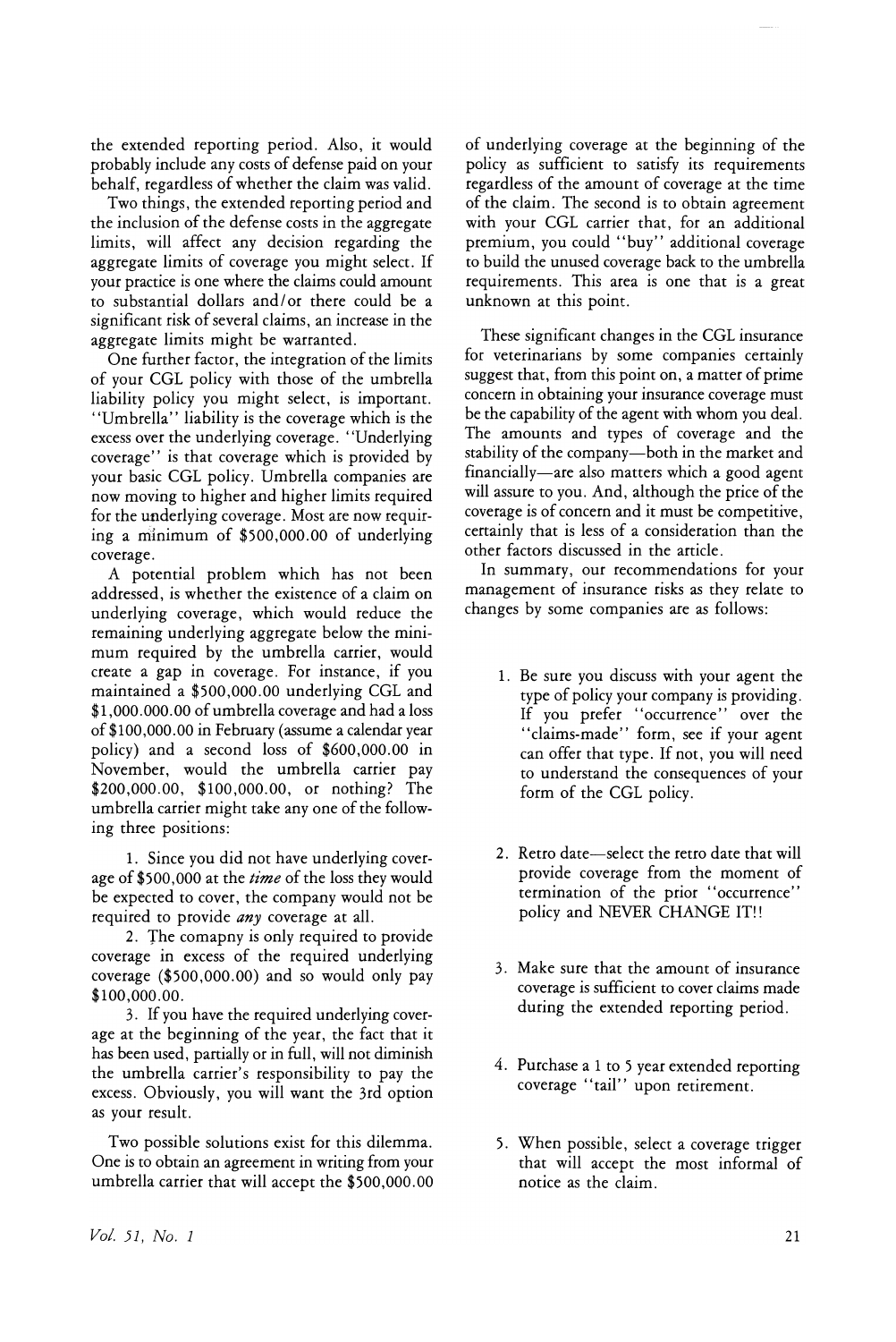the extended reporting period. Also, it would probably include any costs of defense paid on your behalf, regardless of whether the claim was valid.

Two things, the extended reporting period and the inclusion of the defense costs in the aggregate limits, will affect any decision regarding the aggregate limits of coverage you might select. If your practice is one where the claims could amount to substantial dollars and/or there could be a significant risk of several claims, an increase in the aggregate limits might be warranted.

One further factor, the integration of the limits of your CGL policy with those of the umbrella liability policy you might select, is important. "Umbrella" liability is the coverage which is the excess over the underlying coverage. "Underlying coverage" is that coverage which is provided by your basic CGL policy. Umbrella companies are now moving to higher and higher limits required for the underlying coverage. Most are now requiring a minimum of $500,000.00 of underlying coverage.

A potential problem which has not been addressed, is whether the existence of a claim on underlying coverage, which would reduce the remaining underlying aggregate below the minimum required by the umbrella carrier, would create a gap in coverage. For instance, if you maintained a $500,000.00 underlying CGL and $1,000.000.00 of umbrella coverage and had a loss of $100,000.00 in February (assume a calendar year policy) and a second loss of $600,000.00 in November, would the umbrella carrier pay $200,000.00, $100,000.00, or nothing? The umbrella carrier might take any one of the following three positions:

1. Since you did not have underlying coverage of $500,000 at the *time* of the loss they would be expected to cover, the company would not be required to provide *any* coverage at all.
2. The comapny is only required to provide coverage in excess of the required underlying coverage ($500,000.00) and so would only pay $100,000.00.
3. If you have the required underlying coverage at the beginning of the year, the fact that it has been used, partially or in full, will not diminish the umbrella carrier's responsibility to pay the excess. Obviously, you will want the 3rd option as your result.

Two possible solutions exist for this dilemma. One is to obtain an agreement in writing from your umbrella carrier that will accept the $500,000.00 of underlying coverage at the beginning of the policy as sufficient to satisfy its requirements regardless of the amount of coverage at the time of the claim. The second is to obtain agreement with your CGL carrier that, for an additional premium, you could "buy" additional coverage to build the unused coverage back to the umbrella requirements. This area is one that is a great unknown at this point.

These significant changes in the CGL insurance for veterinarians by some companies certainly suggest that, from this point on, a matter of prime concern in obtaining your insurance coverage must be the capability of the agent with whom you deal. The amounts and types of coverage and the stability of the company—both in the market and financially—are also matters which a good agent will assure to you. And, although the price of the coverage is of concern and it must be competitive, certainly that is less of a consideration than the other factors discussed in the article.

In summary, our recommendations for your management of insurance risks as they relate to changes by some companies are as follows:

1. Be sure you discuss with your agent the type of policy your company is providing. If you prefer "occurrence" over the "claims-made" form, see if your agent can offer that type. If not, you will need to understand the consequences of your form of the CGL policy.
2. Retro date—select the retro date that will provide coverage from the moment of termination of the prior "occurrence" policy and NEVER CHANGE IT!!
3. Make sure that the amount of insurance coverage is sufficient to cover claims made during the extended reporting period.
4. Purchase a 1 to 5 year extended reporting coverage "tail" upon retirement.
5. When possible, select a coverage trigger that will accept the most informal of notice as the claim.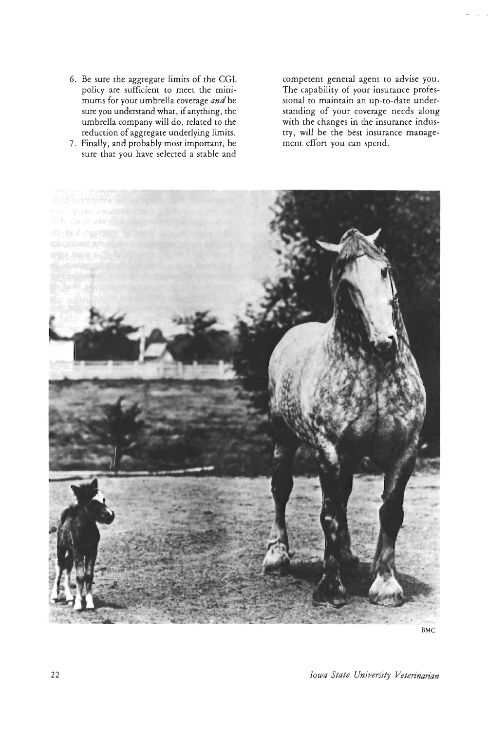6. Be sure the aggregate limits of the CGL policy are sufficient to meet the minimums for your umbrella coverage *and* be sure you understand what, if anything, the umbrella company will do, related to the reduction of aggregate underlying limits.
7. Finally, and probably most important, be sure that you have selected a stable and competent general agent to advise you. The capability of your insurance professional to maintain an up-to-date understanding of your coverage needs along with the changes in the insurance industry, will be the best insurance management effort you can spend.

BMC